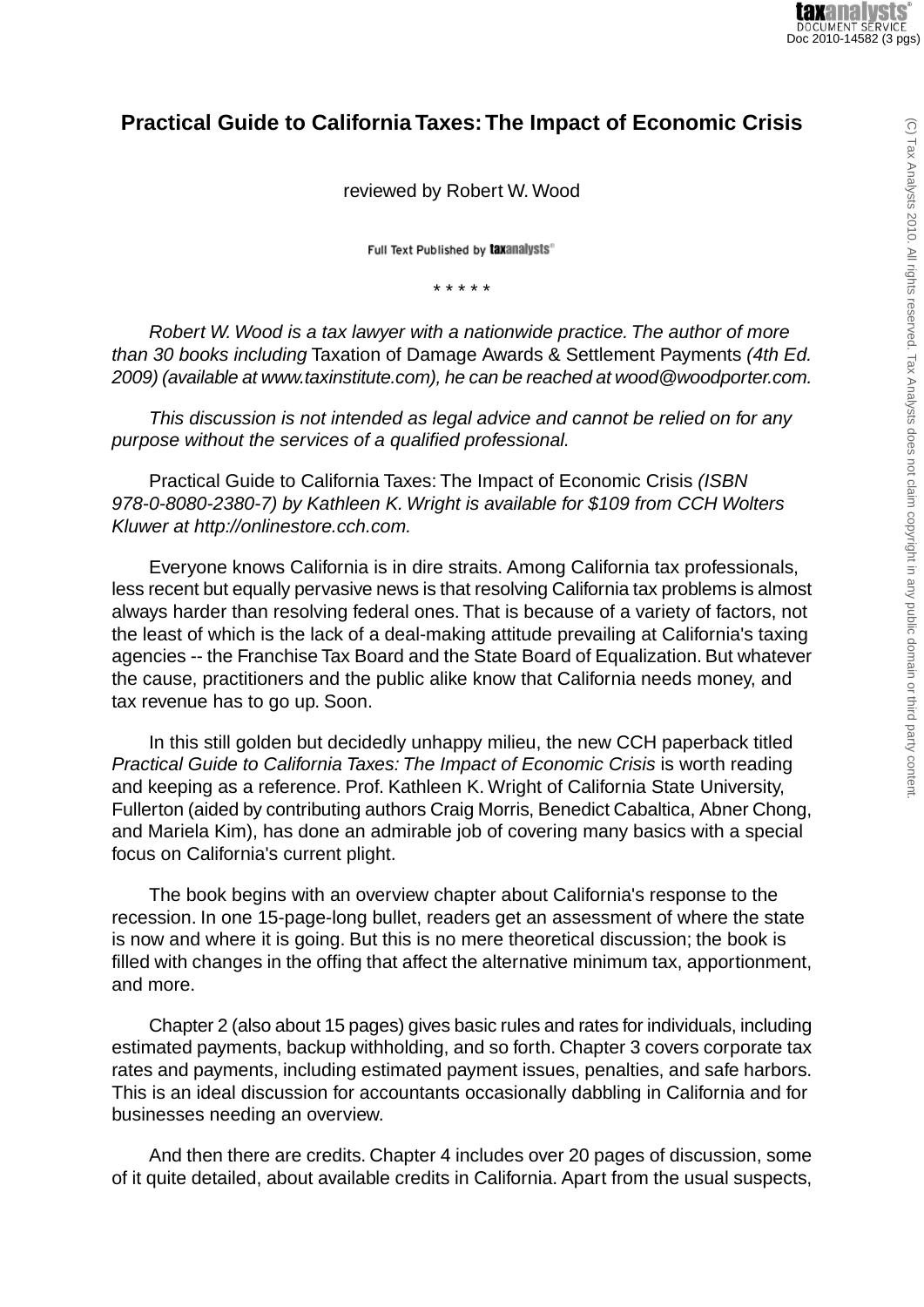# Practical Guide to California Taxes: The Impact of Economic Crisis

reviewed by Robert W. Wood

Full Text Published by taxanalysts

\* \* \* \* \*

*Robert W. Wood is a tax lawyer with a nationwide practice. The author of more than 30 books including* Taxation of Damage Awards & Settlement Payments *(4th Ed. 2009) (available at www.taxinstitute.com), he can be reached at wood@woodporter.com.*

*This discussion is not intended as legal advice and cannot be relied on for any purpose without the services of a qualified professional.*

Practical Guide to California Taxes: The Impact of Economic Crisis *(ISBN 978-0-8080-2380-7) by Kathleen K. Wright is available for $109 from CCH Wolters Kluwer at http://onlinestore.cch.com.*

Everyone knows California is in dire straits. Among California tax professionals, less recent but equally pervasive news is that resolving California tax problems is almost always harder than resolving federal ones. That is because of a variety of factors, not the least of which is the lack of a deal-making attitude prevailing at California's taxing agencies -- the Franchise Tax Board and the State Board of Equalization. But whatever the cause, practitioners and the public alike know that California needs money, and tax revenue has to go up. Soon.

In this still golden but decidedly unhappy milieu, the new CCH paperback titled *Practical Guide to California Taxes: The Impact of Economic Crisis* is worth reading and keeping as a reference. Prof. Kathleen K. Wright of California State University, Fullerton (aided by contributing authors Craig Morris, Benedict Cabaltica, Abner Chong, and Mariela Kim), has done an admirable job of covering many basics with a special focus on California's current plight.

The book begins with an overview chapter about California's response to the recession. In one 15-page-long bullet, readers get an assessment of where the state is now and where it is going. But this is no mere theoretical discussion; the book is filled with changes in the offing that affect the alternative minimum tax, apportionment, and more.

Chapter 2 (also about 15 pages) gives basic rules and rates for individuals, including estimated payments, backup withholding, and so forth. Chapter 3 covers corporate tax rates and payments, including estimated payment issues, penalties, and safe harbors. This is an ideal discussion for accountants occasionally dabbling in California and for businesses needing an overview.

And then there are credits. Chapter 4 includes over 20 pages of discussion, some of it quite detailed, about available credits in California. Apart from the usual suspects,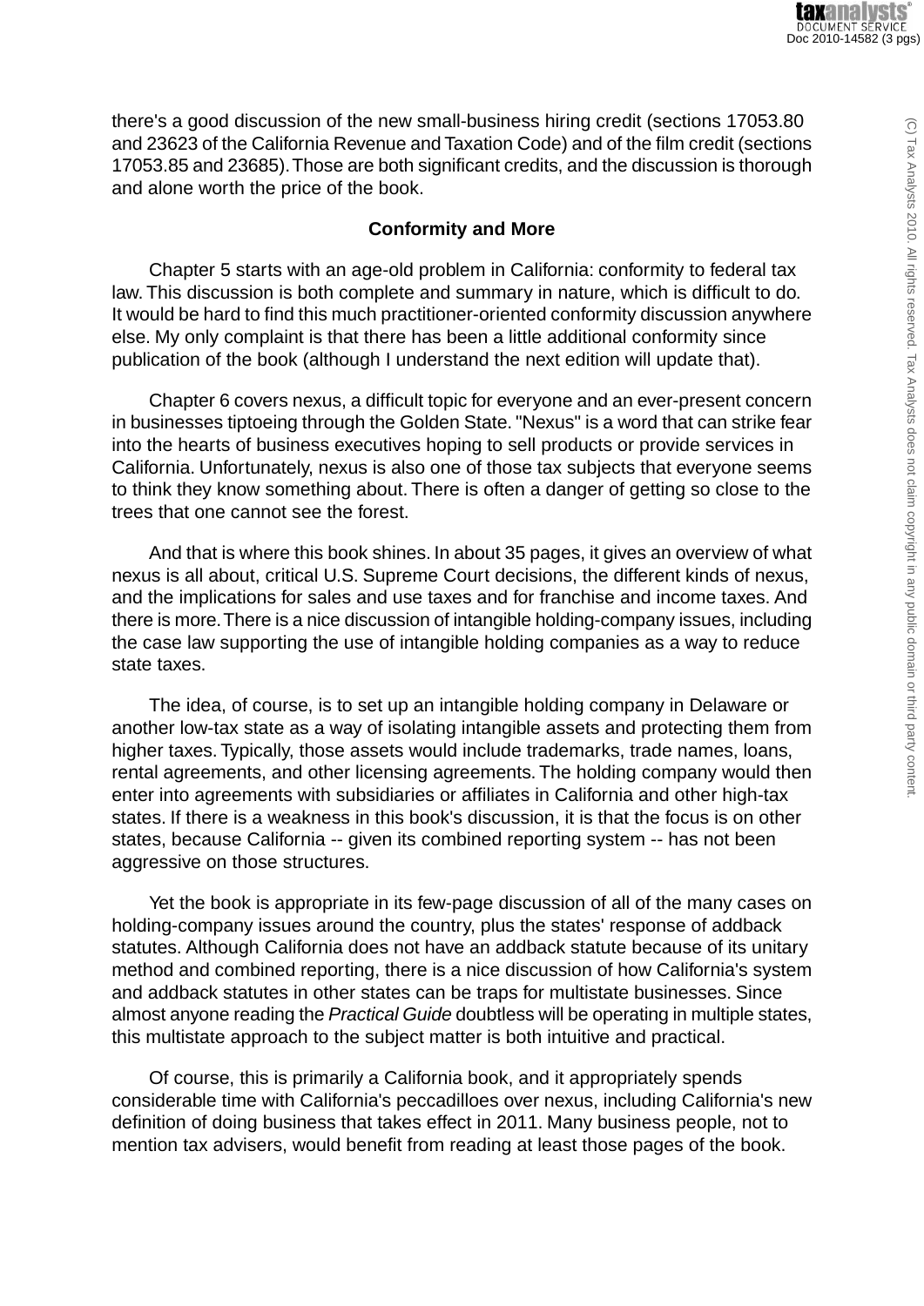there's a good discussion of the new small-business hiring credit (sections 17053.80 and 23623 of the California Revenue and Taxation Code) and of the film credit (sections 17053.85 and 23685). Those are both significant credits, and the discussion is thorough and alone worth the price of the book.

## Conformity and More

Chapter 5 starts with an age-old problem in California: conformity to federal tax law. This discussion is both complete and summary in nature, which is difficult to do. It would be hard to find this much practitioner-oriented conformity discussion anywhere else. My only complaint is that there has been a little additional conformity since publication of the book (although I understand the next edition will update that).

Chapter 6 covers nexus, a difficult topic for everyone and an ever-present concern in businesses tiptoeing through the Golden State. "Nexus" is a word that can strike fear into the hearts of business executives hoping to sell products or provide services in California. Unfortunately, nexus is also one of those tax subjects that everyone seems to think they know something about. There is often a danger of getting so close to the trees that one cannot see the forest.

And that is where this book shines. In about 35 pages, it gives an overview of what nexus is all about, critical U.S. Supreme Court decisions, the different kinds of nexus, and the implications for sales and use taxes and for franchise and income taxes. And there is more. There is a nice discussion of intangible holding-company issues, including the case law supporting the use of intangible holding companies as a way to reduce state taxes.

The idea, of course, is to set up an intangible holding company in Delaware or another low-tax state as a way of isolating intangible assets and protecting them from higher taxes. Typically, those assets would include trademarks, trade names, loans, rental agreements, and other licensing agreements. The holding company would then enter into agreements with subsidiaries or affiliates in California and other high-tax states. If there is a weakness in this book's discussion, it is that the focus is on other states, because California -- given its combined reporting system -- has not been aggressive on those structures.

Yet the book is appropriate in its few-page discussion of all of the many cases on holding-company issues around the country, plus the states' response of addback statutes. Although California does not have an addback statute because of its unitary method and combined reporting, there is a nice discussion of how California's system and addback statutes in other states can be traps for multistate businesses. Since almost anyone reading the *Practical Guide* doubtless will be operating in multiple states, this multistate approach to the subject matter is both intuitive and practical.

Of course, this is primarily a California book, and it appropriately spends considerable time with California's peccadilloes over nexus, including California's new definition of doing business that takes effect in 2011. Many business people, not to mention tax advisers, would benefit from reading at least those pages of the book.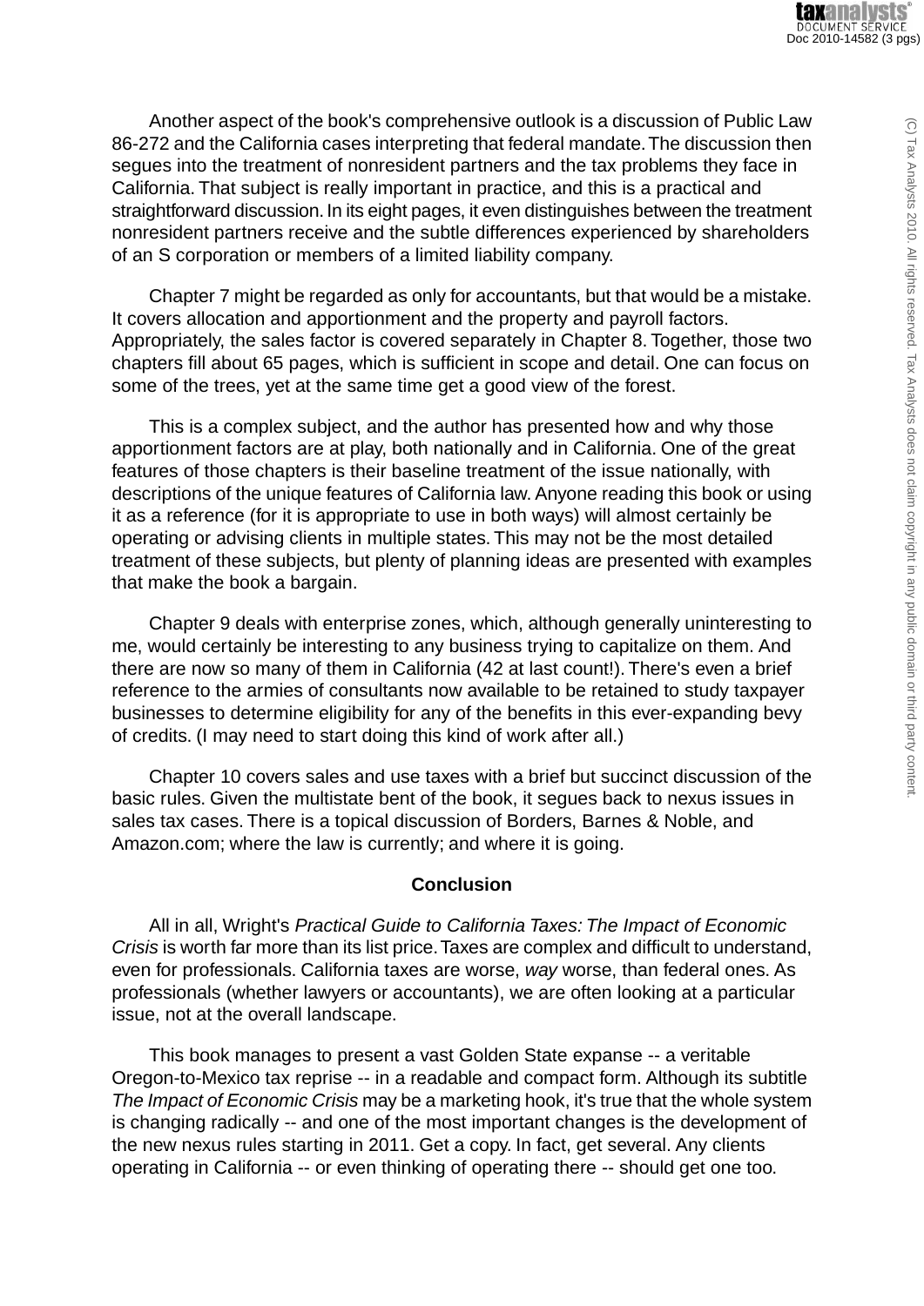Another aspect of the book's comprehensive outlook is a discussion of Public Law 86-272 and the California cases interpreting that federal mandate. The discussion then segues into the treatment of nonresident partners and the tax problems they face in California. That subject is really important in practice, and this is a practical and straightforward discussion. In its eight pages, it even distinguishes between the treatment nonresident partners receive and the subtle differences experienced by shareholders of an S corporation or members of a limited liability company.

Chapter 7 might be regarded as only for accountants, but that would be a mistake. It covers allocation and apportionment and the property and payroll factors. Appropriately, the sales factor is covered separately in Chapter 8. Together, those two chapters fill about 65 pages, which is sufficient in scope and detail. One can focus on some of the trees, yet at the same time get a good view of the forest.

This is a complex subject, and the author has presented how and why those apportionment factors are at play, both nationally and in California. One of the great features of those chapters is their baseline treatment of the issue nationally, with descriptions of the unique features of California law. Anyone reading this book or using it as a reference (for it is appropriate to use in both ways) will almost certainly be operating or advising clients in multiple states. This may not be the most detailed treatment of these subjects, but plenty of planning ideas are presented with examples that make the book a bargain.

Chapter 9 deals with enterprise zones, which, although generally uninteresting to me, would certainly be interesting to any business trying to capitalize on them. And there are now so many of them in California (42 at last count!). There's even a brief reference to the armies of consultants now available to be retained to study taxpayer businesses to determine eligibility for any of the benefits in this ever-expanding bevy of credits. (I may need to start doing this kind of work after all.)

Chapter 10 covers sales and use taxes with a brief but succinct discussion of the basic rules. Given the multistate bent of the book, it segues back to nexus issues in sales tax cases. There is a topical discussion of Borders, Barnes & Noble, and Amazon.com; where the law is currently; and where it is going.

**Conclusion**

All in all, Wright's *Practical Guide to California Taxes: The Impact of Economic Crisis* is worth far more than its list price. Taxes are complex and difficult to understand, even for professionals. California taxes are worse, *way* worse, than federal ones. As professionals (whether lawyers or accountants), we are often looking at a particular issue, not at the overall landscape.

This book manages to present a vast Golden State expanse -- a veritable Oregon-to-Mexico tax reprise -- in a readable and compact form. Although its subtitle *The Impact of Economic Crisis* may be a marketing hook, it's true that the whole system is changing radically -- and one of the most important changes is the development of the new nexus rules starting in 2011. Get a copy. In fact, get several. Any clients operating in California -- or even thinking of operating there -- should get one too.